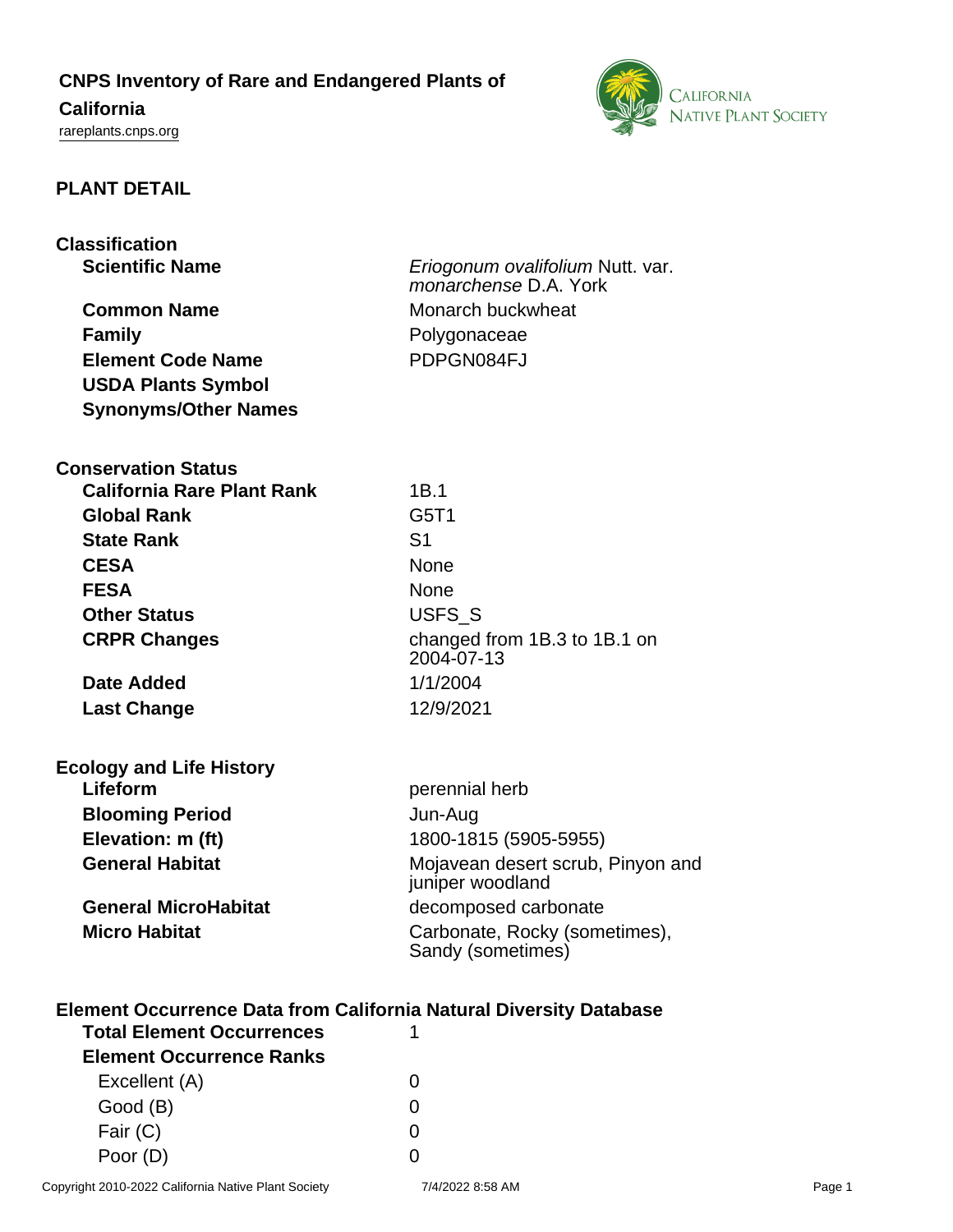# CNPS Inventory of Rare and Endangered Plants of California

rareplants.cnps.org

## PLANT DETAIL

### Classification

| | |
|---|---|
| **Scientific Name** | *Eriogonum ovalifolium* Nutt. var. *monarchense* D.A. York |
| **Common Name** | Monarch buckwheat |
| **Family** | Polygonaceae |
| **Element Code Name** | PDPGN084FJ |
| **USDA Plants Symbol** | |
| **Synonyms/Other Names** | |

### Conservation Status

| | |
|---|---|
| **California Rare Plant Rank** | 1B.1 |
| **Global Rank** | G5T1 |
| **State Rank** | S1 |
| **CESA** | None |
| **FESA** | None |
| **Other Status** | USFS_S |
| **CRPR Changes** | changed from 1B.3 to 1B.1 on 2004-07-13 |
| **Date Added** | 1/1/2004 |
| **Last Change** | 12/9/2021 |

### Ecology and Life History

| | |
|---|---|
| **Lifeform** | perennial herb |
| **Blooming Period** | Jun-Aug |
| **Elevation: m (ft)** | 1800-1815 (5905-5955) |
| **General Habitat** | Mojavean desert scrub, Pinyon and juniper woodland |
| **General MicroHabitat** | decomposed carbonate |
| **Micro Habitat** | Carbonate, Rocky (sometimes), Sandy (sometimes) |

### Element Occurrence Data from California Natural Diversity Database

| | |
|---|---|
| **Total Element Occurrences** | 1 |
| **Element Occurrence Ranks** | |
| Excellent (A) | 0 |
| Good (B) | 0 |
| Fair (C) | 0 |
| Poor (D) | 0 |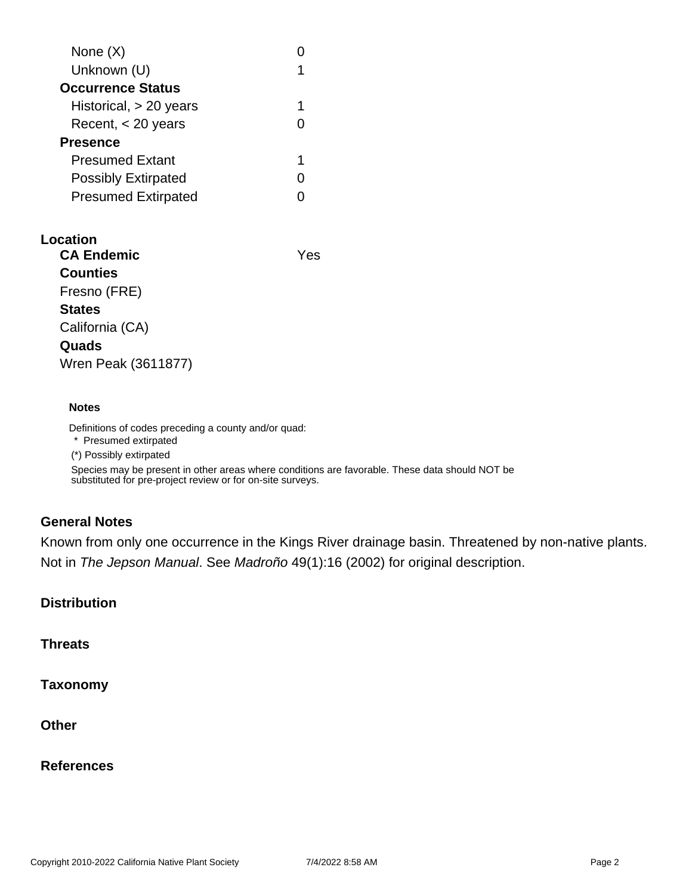| | |
|---|---|
| None (X) | 0 |
| Unknown (U) | 1 |
| **Occurrence Status** | |
| Historical, > 20 years | 1 |
| Recent, < 20 years | 0 |
| **Presence** | |
| Presumed Extant | 1 |
| Possibly Extirpated | 0 |
| Presumed Extirpated | 0 |

## Location

**CA Endemic** Yes

**Counties**

Fresno (FRE)

**States**

California (CA)

**Quads**

Wren Peak (3611877)

#### Notes

Definitions of codes preceding a county and/or quad:

\* Presumed extirpated

(*) Possibly extirpated

Species may be present in other areas where conditions are favorable. These data should NOT be substituted for pre-project review or for on-site surveys.

## General Notes

Known from only one occurrence in the Kings River drainage basin. Threatened by non-native plants. Not in *The Jepson Manual*. See *Madroño* 49(1):16 (2002) for original description.

## Distribution

## Threats

## Taxonomy

## Other

## References